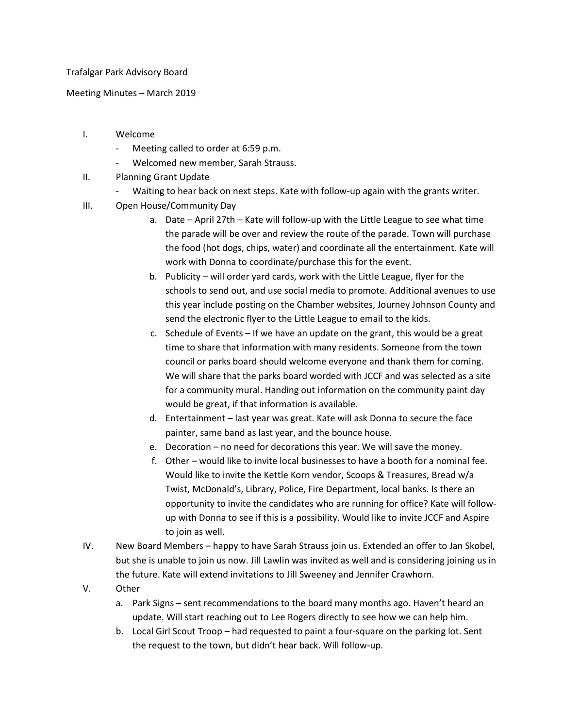Trafalgar Park Advisory Board

Meeting Minutes – March 2019

I. Welcome
   - Meeting called to order at 6:59 p.m.
   - Welcomed new member, Sarah Strauss.
II. Planning Grant Update
   - Waiting to hear back on next steps. Kate with follow-up again with the grants writer.
III. Open House/Community Day
   a. Date – April 27th – Kate will follow-up with the Little League to see what time the parade will be over and review the route of the parade. Town will purchase the food (hot dogs, chips, water) and coordinate all the entertainment. Kate will work with Donna to coordinate/purchase this for the event.
   b. Publicity – will order yard cards, work with the Little League, flyer for the schools to send out, and use social media to promote. Additional avenues to use this year include posting on the Chamber websites, Journey Johnson County and send the electronic flyer to the Little League to email to the kids.
   c. Schedule of Events – If we have an update on the grant, this would be a great time to share that information with many residents. Someone from the town council or parks board should welcome everyone and thank them for coming. We will share that the parks board worded with JCCF and was selected as a site for a community mural. Handing out information on the community paint day would be great, if that information is available.
   d. Entertainment – last year was great. Kate will ask Donna to secure the face painter, same band as last year, and the bounce house.
   e. Decoration – no need for decorations this year. We will save the money.
   f. Other – would like to invite local businesses to have a booth for a nominal fee. Would like to invite the Kettle Korn vendor, Scoops & Treasures, Bread w/a Twist, McDonald's, Library, Police, Fire Department, local banks. Is there an opportunity to invite the candidates who are running for office? Kate will follow-up with Donna to see if this is a possibility. Would like to invite JCCF and Aspire to join as well.
IV. New Board Members – happy to have Sarah Strauss join us. Extended an offer to Jan Skobel, but she is unable to join us now. Jill Lawlin was invited as well and is considering joining us in the future. Kate will extend invitations to Jill Sweeney and Jennifer Crawhorn.
V. Other
   a. Park Signs – sent recommendations to the board many months ago. Haven't heard an update. Will start reaching out to Lee Rogers directly to see how we can help him.
   b. Local Girl Scout Troop – had requested to paint a four-square on the parking lot. Sent the request to the town, but didn't hear back. Will follow-up.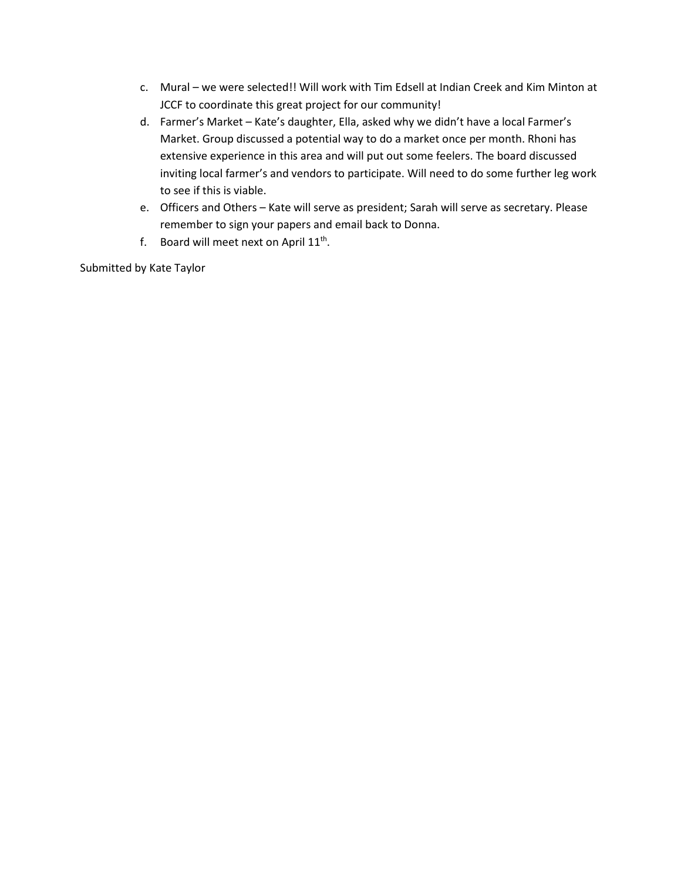c. Mural – we were selected!! Will work with Tim Edsell at Indian Creek and Kim Minton at JCCF to coordinate this great project for our community!

d. Farmer's Market – Kate's daughter, Ella, asked why we didn't have a local Farmer's Market. Group discussed a potential way to do a market once per month. Rhoni has extensive experience in this area and will put out some feelers. The board discussed inviting local farmer's and vendors to participate. Will need to do some further leg work to see if this is viable.

e. Officers and Others – Kate will serve as president; Sarah will serve as secretary. Please remember to sign your papers and email back to Donna.

f. Board will meet next on April 11th.

Submitted by Kate Taylor